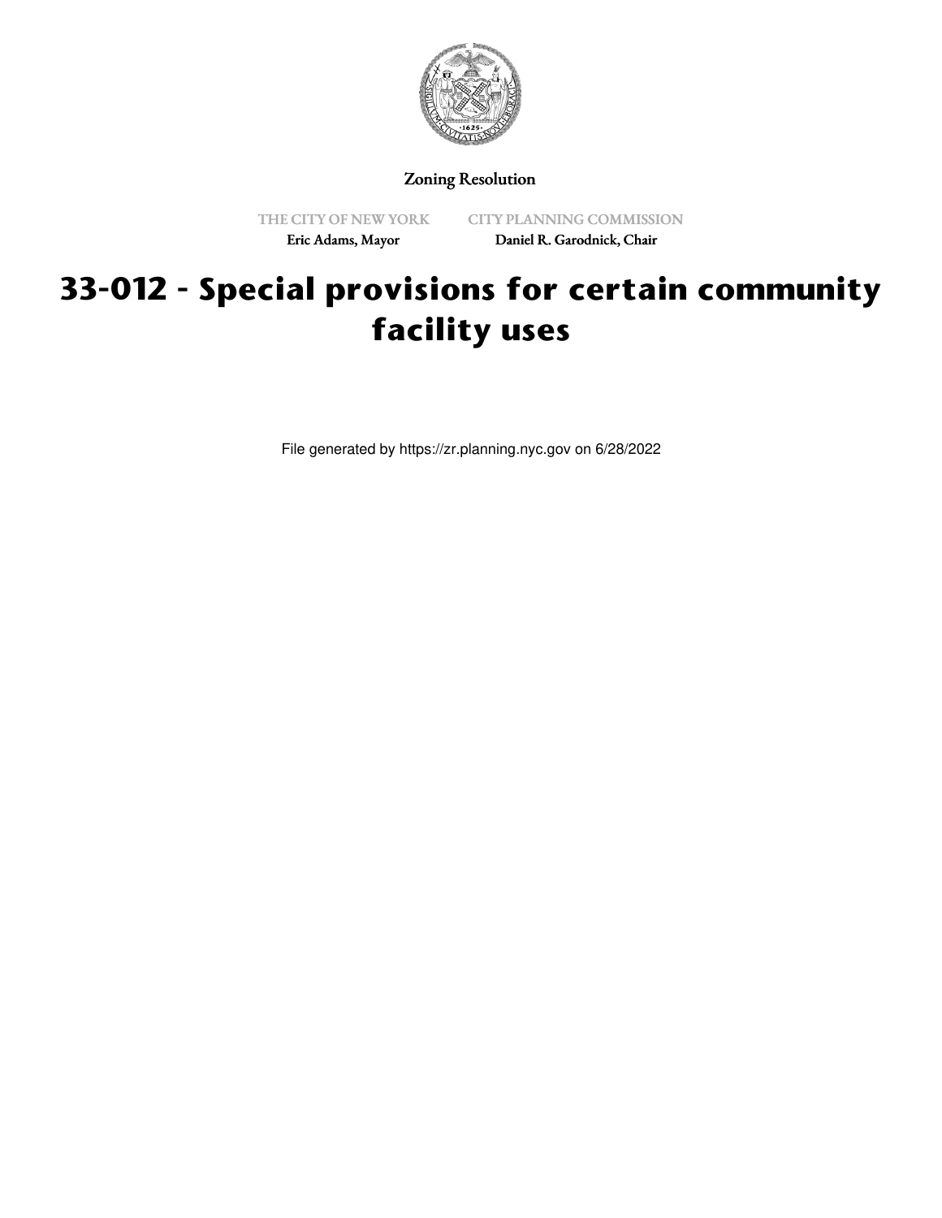Zoning Resolution

THE CITY OF NEW YORK

Eric Adams, Mayor

CITY PLANNING COMMISSION

Daniel R. Garodnick, Chair

# 33-012 - Special provisions for certain community facility uses

File generated by https://zr.planning.nyc.gov on 6/28/2022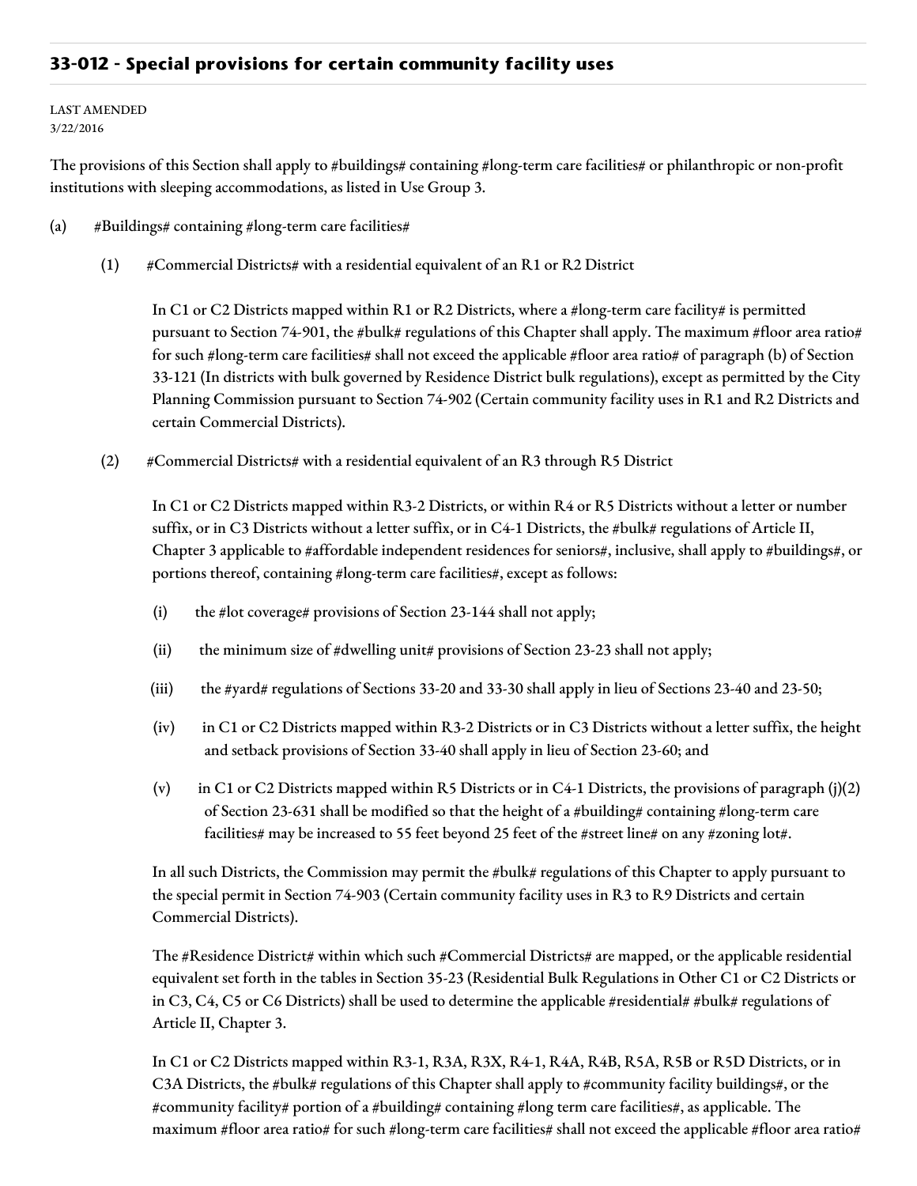## 33-012 - Special provisions for certain community facility uses

LAST AMENDED
3/22/2016

The provisions of this Section shall apply to #buildings# containing #long-term care facilities# or philanthropic or non-profit institutions with sleeping accommodations, as listed in Use Group 3.

(a) #Buildings# containing #long-term care facilities#

(1) #Commercial Districts# with a residential equivalent of an R1 or R2 District

In C1 or C2 Districts mapped within R1 or R2 Districts, where a #long-term care facility# is permitted pursuant to Section 74-901, the #bulk# regulations of this Chapter shall apply. The maximum #floor area ratio# for such #long-term care facilities# shall not exceed the applicable #floor area ratio# of paragraph (b) of Section 33-121 (In districts with bulk governed by Residence District bulk regulations), except as permitted by the City Planning Commission pursuant to Section 74-902 (Certain community facility uses in R1 and R2 Districts and certain Commercial Districts).

(2) #Commercial Districts# with a residential equivalent of an R3 through R5 District

In C1 or C2 Districts mapped within R3-2 Districts, or within R4 or R5 Districts without a letter or number suffix, or in C3 Districts without a letter suffix, or in C4-1 Districts, the #bulk# regulations of Article II, Chapter 3 applicable to #affordable independent residences for seniors#, inclusive, shall apply to #buildings#, or portions thereof, containing #long-term care facilities#, except as follows:

(i) the #lot coverage# provisions of Section 23-144 shall not apply;

(ii) the minimum size of #dwelling unit# provisions of Section 23-23 shall not apply;

(iii) the #yard# regulations of Sections 33-20 and 33-30 shall apply in lieu of Sections 23-40 and 23-50;

(iv) in C1 or C2 Districts mapped within R3-2 Districts or in C3 Districts without a letter suffix, the height and setback provisions of Section 33-40 shall apply in lieu of Section 23-60; and

(v) in C1 or C2 Districts mapped within R5 Districts or in C4-1 Districts, the provisions of paragraph (j)(2) of Section 23-631 shall be modified so that the height of a #building# containing #long-term care facilities# may be increased to 55 feet beyond 25 feet of the #street line# on any #zoning lot#.

In all such Districts, the Commission may permit the #bulk# regulations of this Chapter to apply pursuant to the special permit in Section 74-903 (Certain community facility uses in R3 to R9 Districts and certain Commercial Districts).

The #Residence District# within which such #Commercial Districts# are mapped, or the applicable residential equivalent set forth in the tables in Section 35-23 (Residential Bulk Regulations in Other C1 or C2 Districts or in C3, C4, C5 or C6 Districts) shall be used to determine the applicable #residential# #bulk# regulations of Article II, Chapter 3.

In C1 or C2 Districts mapped within R3-1, R3A, R3X, R4-1, R4A, R4B, R5A, R5B or R5D Districts, or in C3A Districts, the #bulk# regulations of this Chapter shall apply to #community facility buildings#, or the #community facility# portion of a #building# containing #long term care facilities#, as applicable. The maximum #floor area ratio# for such #long-term care facilities# shall not exceed the applicable #floor area ratio#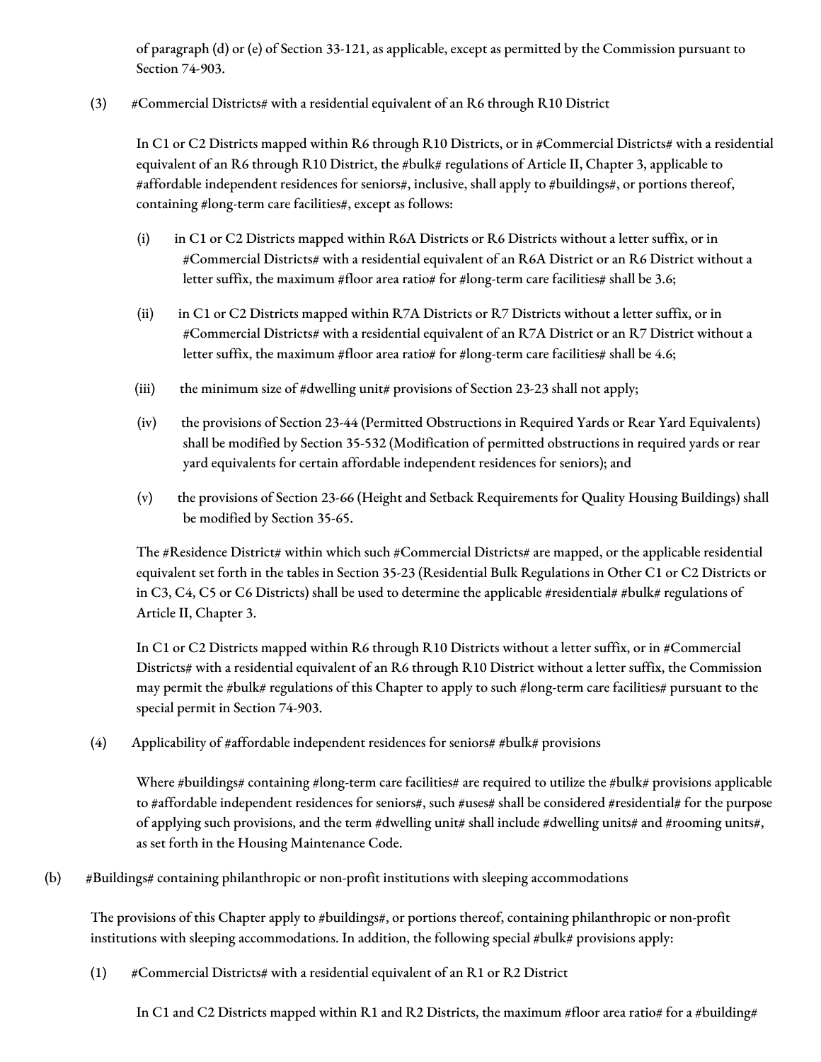of paragraph (d) or (e) of Section 33-121, as applicable, except as permitted by the Commission pursuant to Section 74-903.

(3) #Commercial Districts# with a residential equivalent of an R6 through R10 District

In C1 or C2 Districts mapped within R6 through R10 Districts, or in #Commercial Districts# with a residential equivalent of an R6 through R10 District, the #bulk# regulations of Article II, Chapter 3, applicable to #affordable independent residences for seniors#, inclusive, shall apply to #buildings#, or portions thereof, containing #long-term care facilities#, except as follows:

(i) in C1 or C2 Districts mapped within R6A Districts or R6 Districts without a letter suffix, or in #Commercial Districts# with a residential equivalent of an R6A District or an R6 District without a letter suffix, the maximum #floor area ratio# for #long-term care facilities# shall be 3.6;

(ii) in C1 or C2 Districts mapped within R7A Districts or R7 Districts without a letter suffix, or in #Commercial Districts# with a residential equivalent of an R7A District or an R7 District without a letter suffix, the maximum #floor area ratio# for #long-term care facilities# shall be 4.6;

(iii) the minimum size of #dwelling unit# provisions of Section 23-23 shall not apply;

(iv) the provisions of Section 23-44 (Permitted Obstructions in Required Yards or Rear Yard Equivalents) shall be modified by Section 35-532 (Modification of permitted obstructions in required yards or rear yard equivalents for certain affordable independent residences for seniors); and

(v) the provisions of Section 23-66 (Height and Setback Requirements for Quality Housing Buildings) shall be modified by Section 35-65.

The #Residence District# within which such #Commercial Districts# are mapped, or the applicable residential equivalent set forth in the tables in Section 35-23 (Residential Bulk Regulations in Other C1 or C2 Districts or in C3, C4, C5 or C6 Districts) shall be used to determine the applicable #residential# #bulk# regulations of Article II, Chapter 3.

In C1 or C2 Districts mapped within R6 through R10 Districts without a letter suffix, or in #Commercial Districts# with a residential equivalent of an R6 through R10 District without a letter suffix, the Commission may permit the #bulk# regulations of this Chapter to apply to such #long-term care facilities# pursuant to the special permit in Section 74-903.

(4) Applicability of #affordable independent residences for seniors# #bulk# provisions

Where #buildings# containing #long-term care facilities# are required to utilize the #bulk# provisions applicable to #affordable independent residences for seniors#, such #uses# shall be considered #residential# for the purpose of applying such provisions, and the term #dwelling unit# shall include #dwelling units# and #rooming units#, as set forth in the Housing Maintenance Code.

(b) #Buildings# containing philanthropic or non-profit institutions with sleeping accommodations

The provisions of this Chapter apply to #buildings#, or portions thereof, containing philanthropic or non-profit institutions with sleeping accommodations. In addition, the following special #bulk# provisions apply:

(1) #Commercial Districts# with a residential equivalent of an R1 or R2 District

In C1 and C2 Districts mapped within R1 and R2 Districts, the maximum #floor area ratio# for a #building#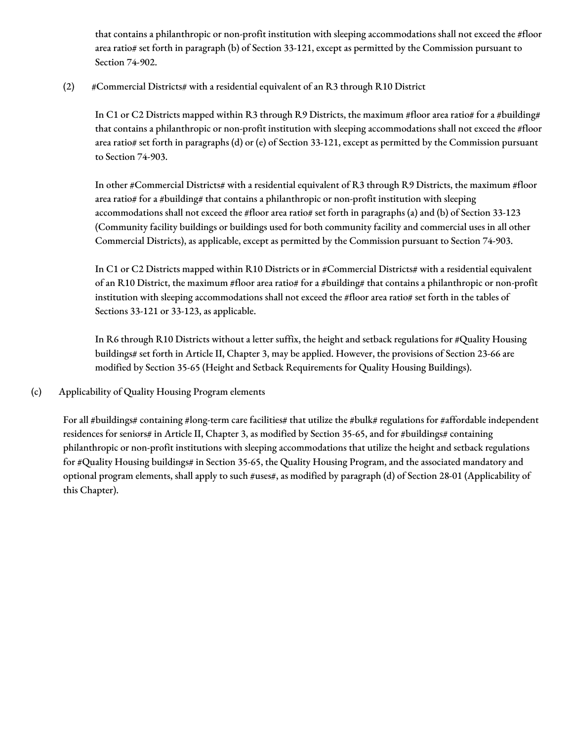that contains a philanthropic or non-profit institution with sleeping accommodations shall not exceed the #floor area ratio# set forth in paragraph (b) of Section 33-121, except as permitted by the Commission pursuant to Section 74-902.

(2) #Commercial Districts# with a residential equivalent of an R3 through R10 District

In C1 or C2 Districts mapped within R3 through R9 Districts, the maximum #floor area ratio# for a #building# that contains a philanthropic or non-profit institution with sleeping accommodations shall not exceed the #floor area ratio# set forth in paragraphs (d) or (e) of Section 33-121, except as permitted by the Commission pursuant to Section 74-903.

In other #Commercial Districts# with a residential equivalent of R3 through R9 Districts, the maximum #floor area ratio# for a #building# that contains a philanthropic or non-profit institution with sleeping accommodations shall not exceed the #floor area ratio# set forth in paragraphs (a) and (b) of Section 33-123 (Community facility buildings or buildings used for both community facility and commercial uses in all other Commercial Districts), as applicable, except as permitted by the Commission pursuant to Section 74-903.

In C1 or C2 Districts mapped within R10 Districts or in #Commercial Districts# with a residential equivalent of an R10 District, the maximum #floor area ratio# for a #building# that contains a philanthropic or non-profit institution with sleeping accommodations shall not exceed the #floor area ratio# set forth in the tables of Sections 33-121 or 33-123, as applicable.

In R6 through R10 Districts without a letter suffix, the height and setback regulations for #Quality Housing buildings# set forth in Article II, Chapter 3, may be applied. However, the provisions of Section 23-66 are modified by Section 35-65 (Height and Setback Requirements for Quality Housing Buildings).

(c) Applicability of Quality Housing Program elements

For all #buildings# containing #long-term care facilities# that utilize the #bulk# regulations for #affordable independent residences for seniors# in Article II, Chapter 3, as modified by Section 35-65, and for #buildings# containing philanthropic or non-profit institutions with sleeping accommodations that utilize the height and setback regulations for #Quality Housing buildings# in Section 35-65, the Quality Housing Program, and the associated mandatory and optional program elements, shall apply to such #uses#, as modified by paragraph (d) of Section 28-01 (Applicability of this Chapter).